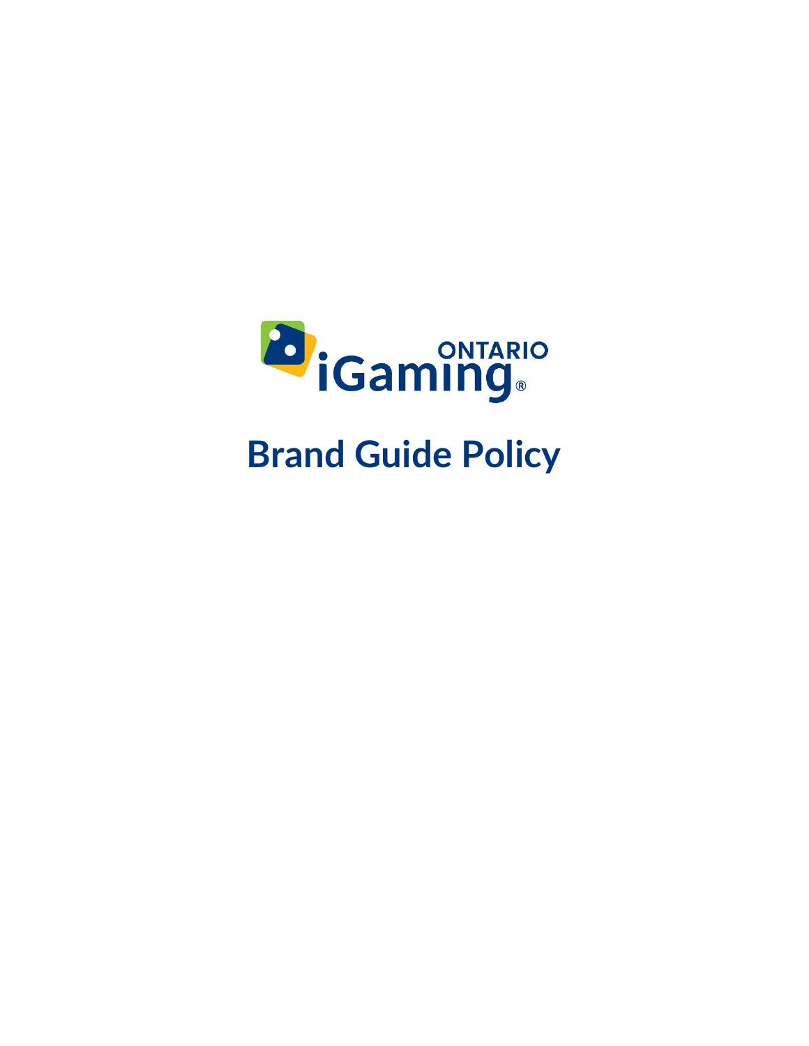ONTARIO iGaming®

# Brand Guide Policy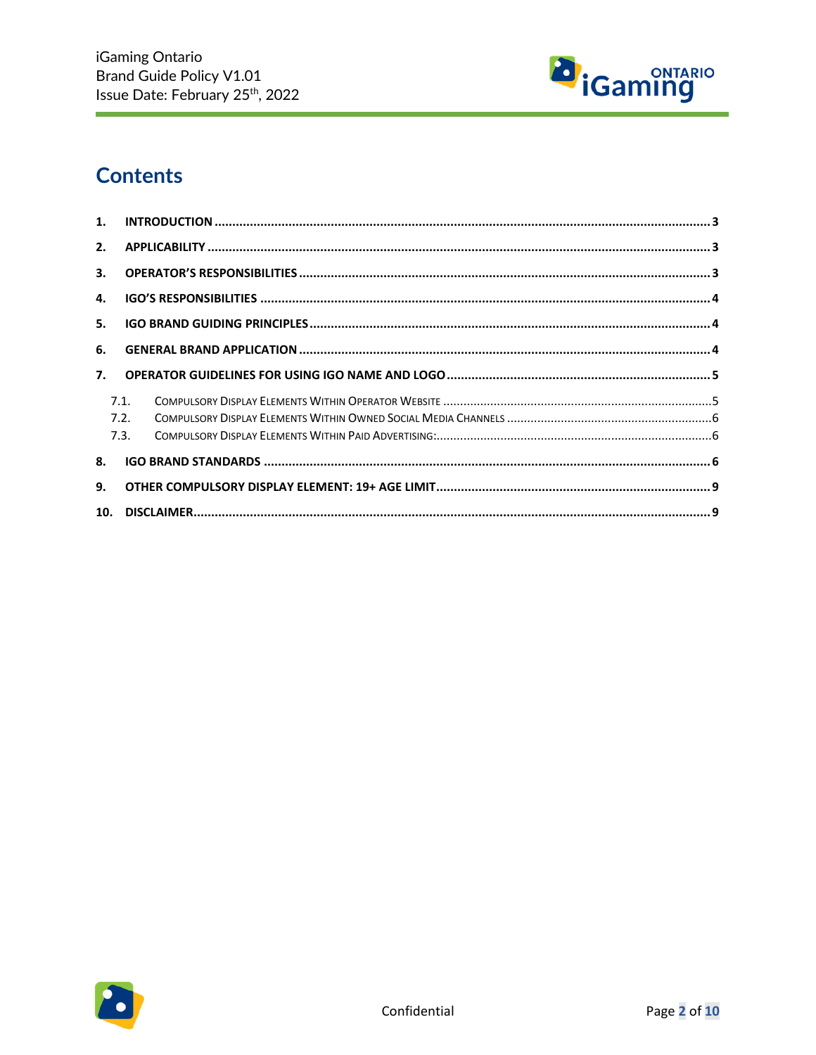# Contents

1. **INTRODUCTION** ........ 3
2. **APPLICABILITY** ........ 3
3. **OPERATOR'S RESPONSIBILITIES** ........ 3
4. **IGO'S RESPONSIBILITIES** ........ 4
5. **IGO BRAND GUIDING PRINCIPLES** ........ 4
6. **GENERAL BRAND APPLICATION** ........ 4
7. **OPERATOR GUIDELINES FOR USING IGO NAME AND LOGO** ........ 5
   - 7.1. Compulsory Display Elements Within Operator Website ........ 5
   - 7.2. Compulsory Display Elements Within Owned Social Media Channels ........ 6
   - 7.3. Compulsory Display Elements Within Paid Advertising: ........ 6
8. **IGO BRAND STANDARDS** ........ 6
9. **OTHER COMPULSORY DISPLAY ELEMENT: 19+ AGE LIMIT** ........ 9
10. **DISCLAIMER** ........ 9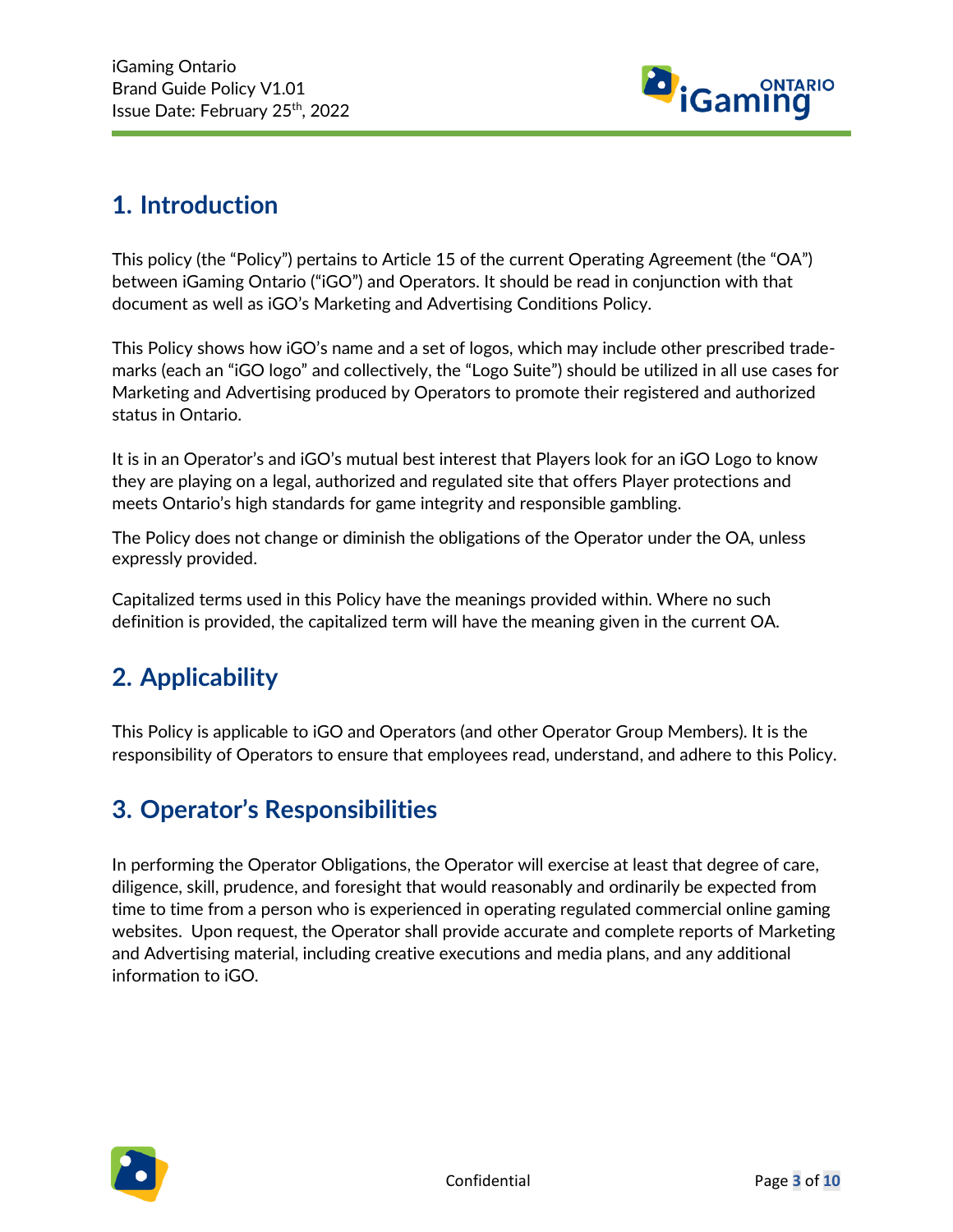## 1. Introduction

This policy (the "Policy") pertains to Article 15 of the current Operating Agreement (the "OA") between iGaming Ontario ("iGO") and Operators. It should be read in conjunction with that document as well as iGO's Marketing and Advertising Conditions Policy.

This Policy shows how iGO's name and a set of logos, which may include other prescribed trade-marks (each an "iGO logo" and collectively, the "Logo Suite") should be utilized in all use cases for Marketing and Advertising produced by Operators to promote their registered and authorized status in Ontario.

It is in an Operator's and iGO's mutual best interest that Players look for an iGO Logo to know they are playing on a legal, authorized and regulated site that offers Player protections and meets Ontario's high standards for game integrity and responsible gambling.

The Policy does not change or diminish the obligations of the Operator under the OA, unless expressly provided.

Capitalized terms used in this Policy have the meanings provided within. Where no such definition is provided, the capitalized term will have the meaning given in the current OA.

## 2. Applicability

This Policy is applicable to iGO and Operators (and other Operator Group Members). It is the responsibility of Operators to ensure that employees read, understand, and adhere to this Policy.

## 3. Operator's Responsibilities

In performing the Operator Obligations, the Operator will exercise at least that degree of care, diligence, skill, prudence, and foresight that would reasonably and ordinarily be expected from time to time from a person who is experienced in operating regulated commercial online gaming websites. Upon request, the Operator shall provide accurate and complete reports of Marketing and Advertising material, including creative executions and media plans, and any additional information to iGO.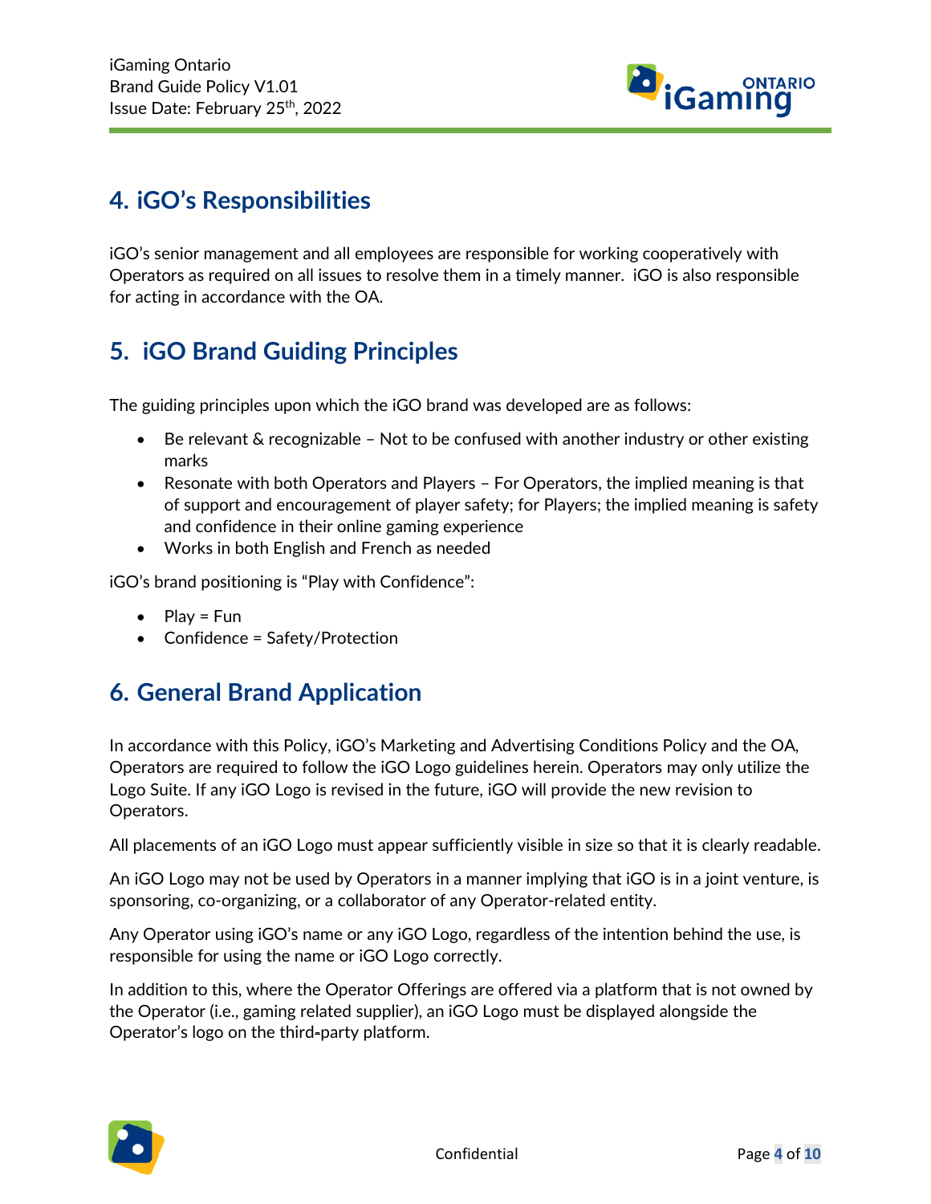## 4. iGO's Responsibilities

iGO's senior management and all employees are responsible for working cooperatively with Operators as required on all issues to resolve them in a timely manner. iGO is also responsible for acting in accordance with the OA.

## 5. iGO Brand Guiding Principles

The guiding principles upon which the iGO brand was developed are as follows:

- Be relevant & recognizable – Not to be confused with another industry or other existing marks
- Resonate with both Operators and Players – For Operators, the implied meaning is that of support and encouragement of player safety; for Players; the implied meaning is safety and confidence in their online gaming experience
- Works in both English and French as needed

iGO's brand positioning is "Play with Confidence":

- Play = Fun
- Confidence = Safety/Protection

## 6. General Brand Application

In accordance with this Policy, iGO's Marketing and Advertising Conditions Policy and the OA, Operators are required to follow the iGO Logo guidelines herein. Operators may only utilize the Logo Suite. If any iGO Logo is revised in the future, iGO will provide the new revision to Operators.

All placements of an iGO Logo must appear sufficiently visible in size so that it is clearly readable.

An iGO Logo may not be used by Operators in a manner implying that iGO is in a joint venture, is sponsoring, co-organizing, or a collaborator of any Operator-related entity.

Any Operator using iGO's name or any iGO Logo, regardless of the intention behind the use, is responsible for using the name or iGO Logo correctly.

In addition to this, where the Operator Offerings are offered via a platform that is not owned by the Operator (i.e., gaming related supplier), an iGO Logo must be displayed alongside the Operator's logo on the third-party platform.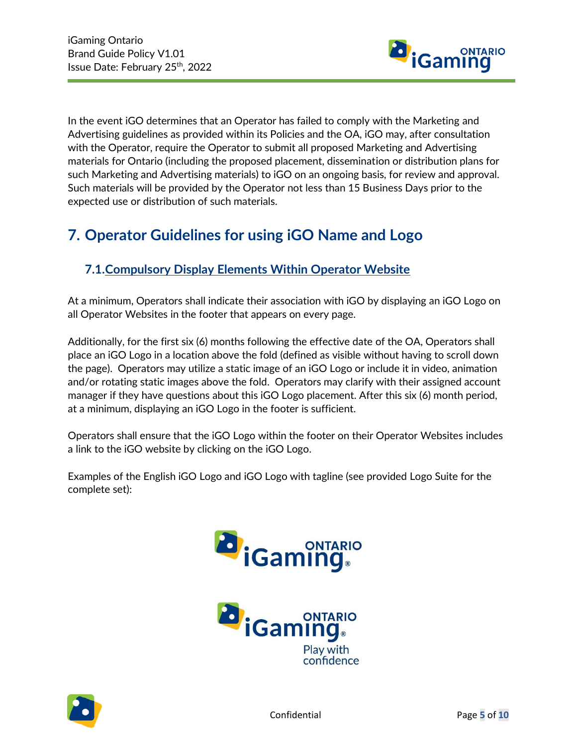In the event iGO determines that an Operator has failed to comply with the Marketing and Advertising guidelines as provided within its Policies and the OA, iGO may, after consultation with the Operator, require the Operator to submit all proposed Marketing and Advertising materials for Ontario (including the proposed placement, dissemination or distribution plans for such Marketing and Advertising materials) to iGO on an ongoing basis, for review and approval. Such materials will be provided by the Operator not less than 15 Business Days prior to the expected use or distribution of such materials.

# 7. Operator Guidelines for using iGO Name and Logo

## 7.1. Compulsory Display Elements Within Operator Website

At a minimum, Operators shall indicate their association with iGO by displaying an iGO Logo on all Operator Websites in the footer that appears on every page.

Additionally, for the first six (6) months following the effective date of the OA, Operators shall place an iGO Logo in a location above the fold (defined as visible without having to scroll down the page). Operators may utilize a static image of an iGO Logo or include it in video, animation and/or rotating static images above the fold. Operators may clarify with their assigned account manager if they have questions about this iGO Logo placement. After this six (6) month period, at a minimum, displaying an iGO Logo in the footer is sufficient.

Operators shall ensure that the iGO Logo within the footer on their Operator Websites includes a link to the iGO website by clicking on the iGO Logo.

Examples of the English iGO Logo and iGO Logo with tagline (see provided Logo Suite for the complete set):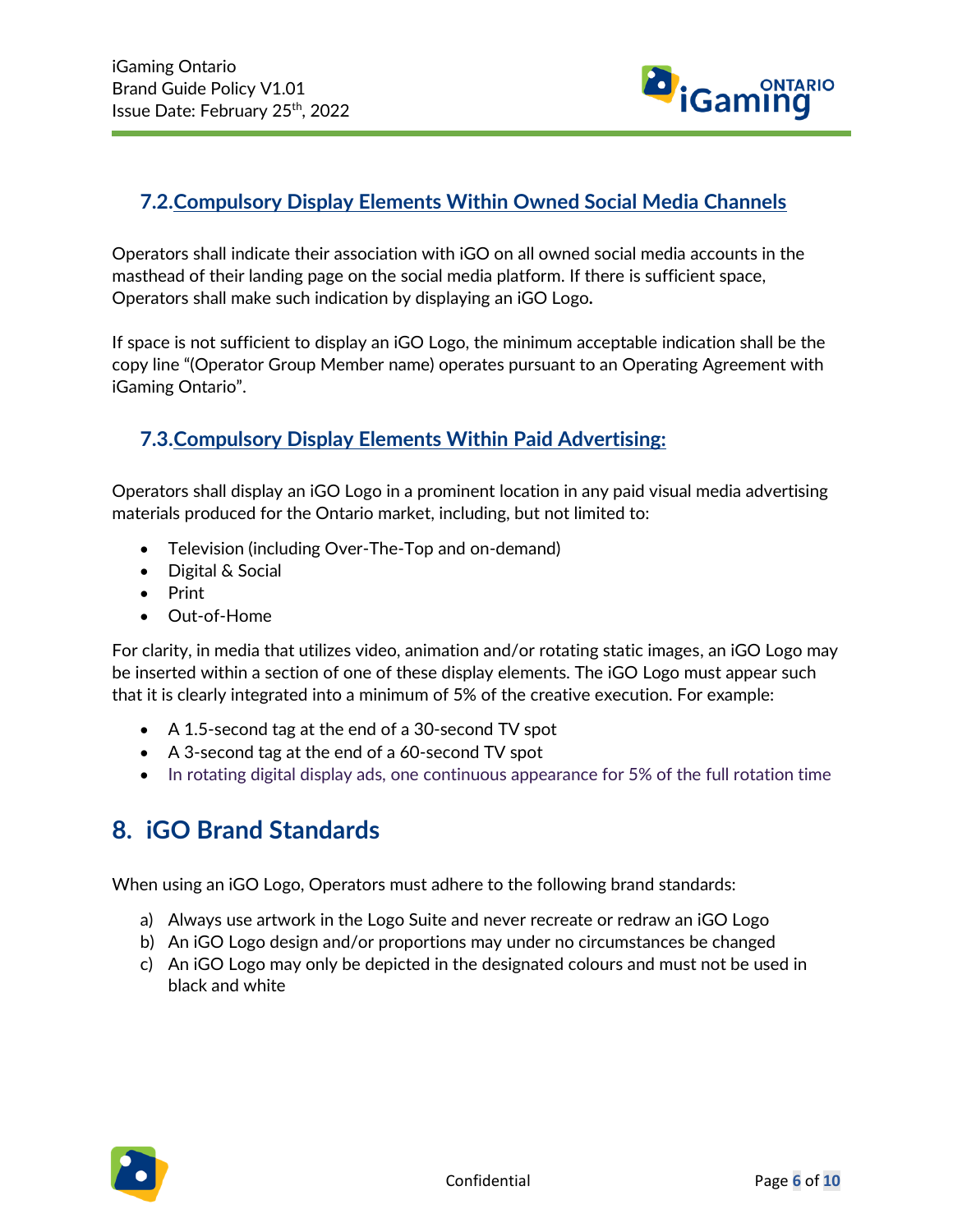### 7.2. Compulsory Display Elements Within Owned Social Media Channels

Operators shall indicate their association with iGO on all owned social media accounts in the masthead of their landing page on the social media platform. If there is sufficient space, Operators shall make such indication by displaying an iGO Logo**.**

If space is not sufficient to display an iGO Logo, the minimum acceptable indication shall be the copy line "(Operator Group Member name) operates pursuant to an Operating Agreement with iGaming Ontario".

### 7.3. Compulsory Display Elements Within Paid Advertising:

Operators shall display an iGO Logo in a prominent location in any paid visual media advertising materials produced for the Ontario market, including, but not limited to:

- Television (including Over-The-Top and on-demand)
- Digital & Social
- Print
- Out-of-Home

For clarity, in media that utilizes video, animation and/or rotating static images, an iGO Logo may be inserted within a section of one of these display elements. The iGO Logo must appear such that it is clearly integrated into a minimum of 5% of the creative execution. For example:

- A 1.5-second tag at the end of a 30-second TV spot
- A 3-second tag at the end of a 60-second TV spot
- In rotating digital display ads, one continuous appearance for 5% of the full rotation time

## 8. iGO Brand Standards

When using an iGO Logo, Operators must adhere to the following brand standards:

a) Always use artwork in the Logo Suite and never recreate or redraw an iGO Logo
b) An iGO Logo design and/or proportions may under no circumstances be changed
c) An iGO Logo may only be depicted in the designated colours and must not be used in black and white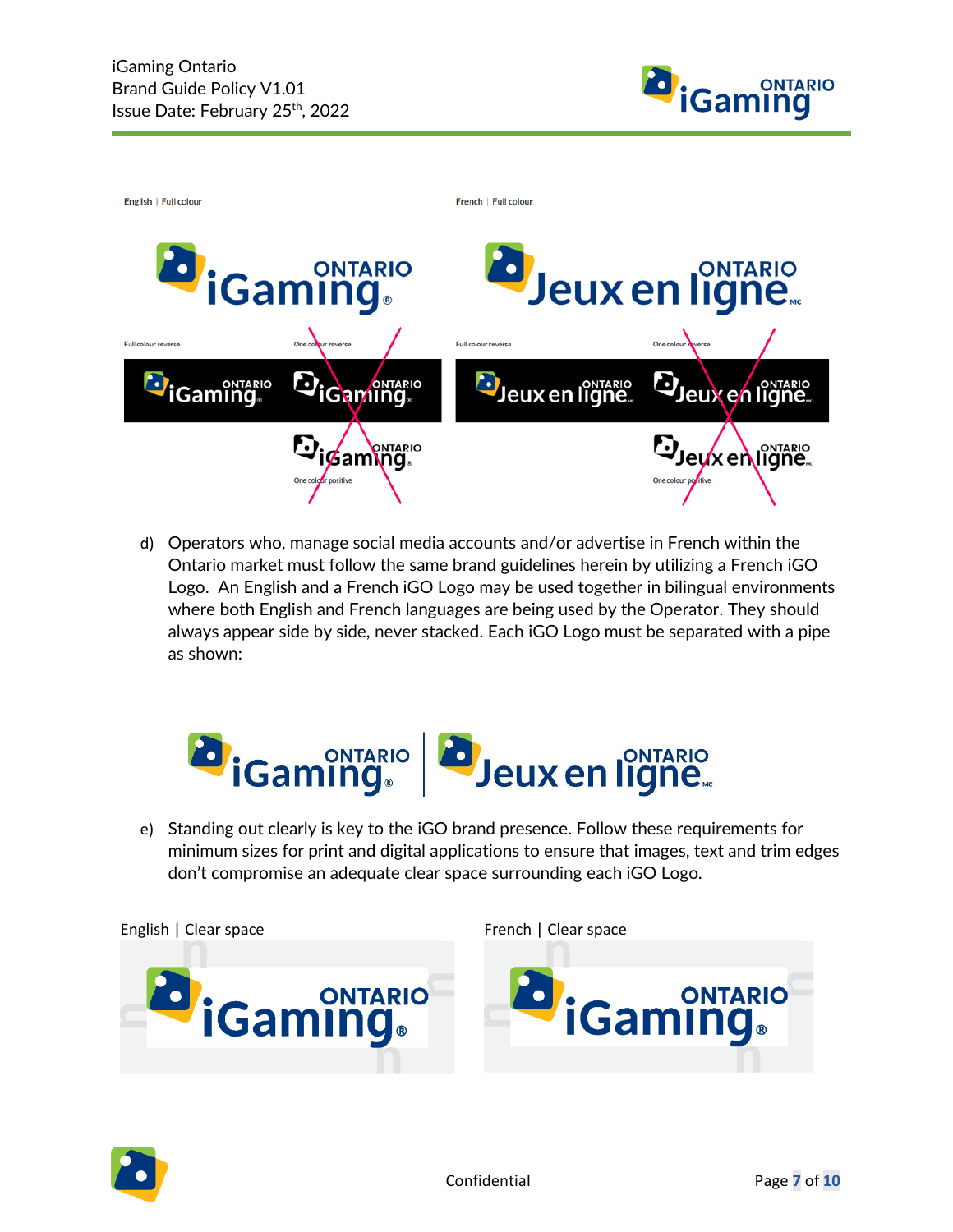English | Full colour

French | Full colour

Full colour reverse

One colour reverse

One colour positive

d) Operators who, manage social media accounts and/or advertise in French within the Ontario market must follow the same brand guidelines herein by utilizing a French iGO Logo. An English and a French iGO Logo may be used together in bilingual environments where both English and French languages are being used by the Operator. They should always appear side by side, never stacked. Each iGO Logo must be separated with a pipe as shown:

e) Standing out clearly is key to the iGO brand presence. Follow these requirements for minimum sizes for print and digital applications to ensure that images, text and trim edges don't compromise an adequate clear space surrounding each iGO Logo.

English | Clear space

French | Clear space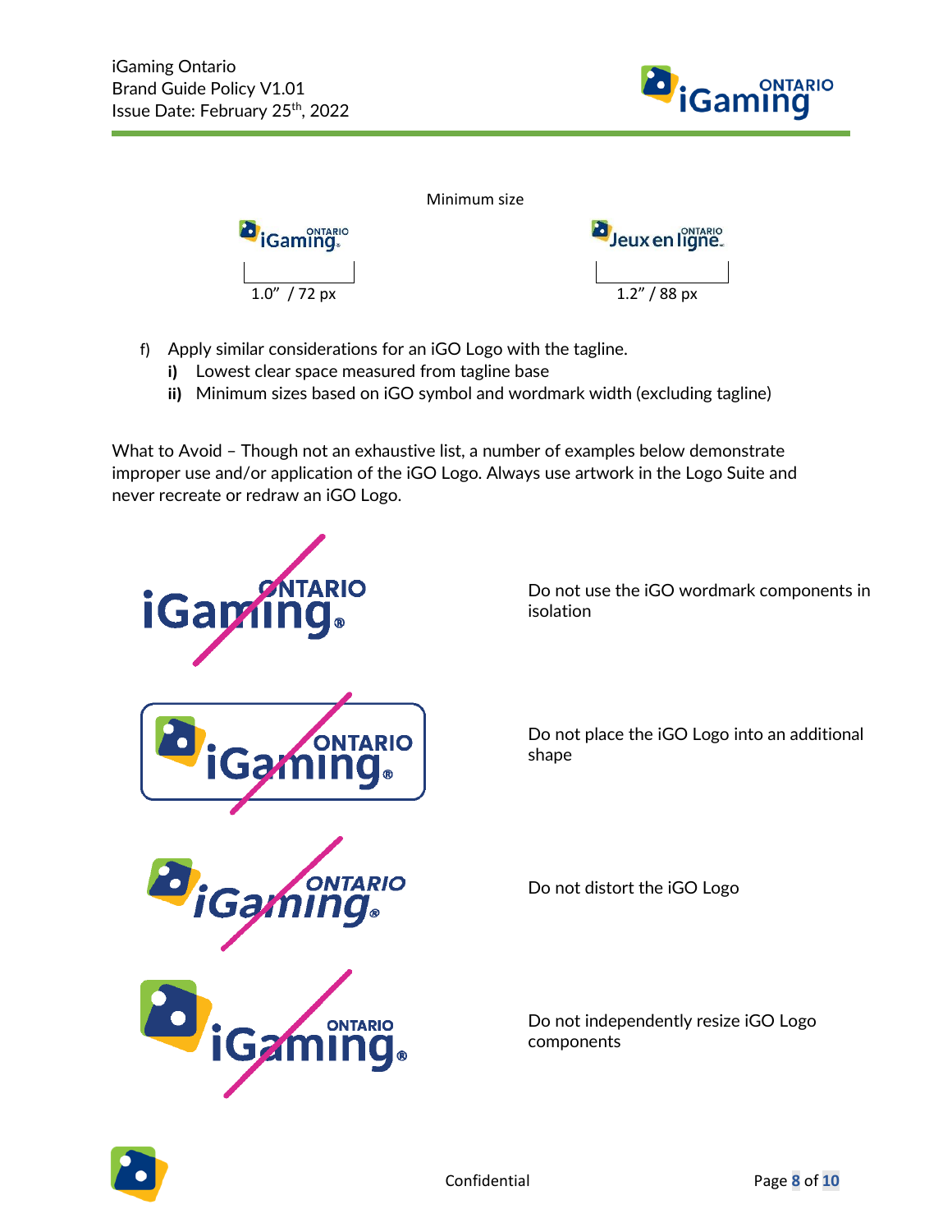Minimum size

1.0" / 72 px

1.2" / 88 px

f) Apply similar considerations for an iGO Logo with the tagline.
   **i)** Lowest clear space measured from tagline base
   **ii)** Minimum sizes based on iGO symbol and wordmark width (excluding tagline)

What to Avoid – Though not an exhaustive list, a number of examples below demonstrate improper use and/or application of the iGO Logo. Always use artwork in the Logo Suite and never recreate or redraw an iGO Logo.

Do not use the iGO wordmark components in isolation

Do not place the iGO Logo into an additional shape

Do not distort the iGO Logo

Do not independently resize iGO Logo components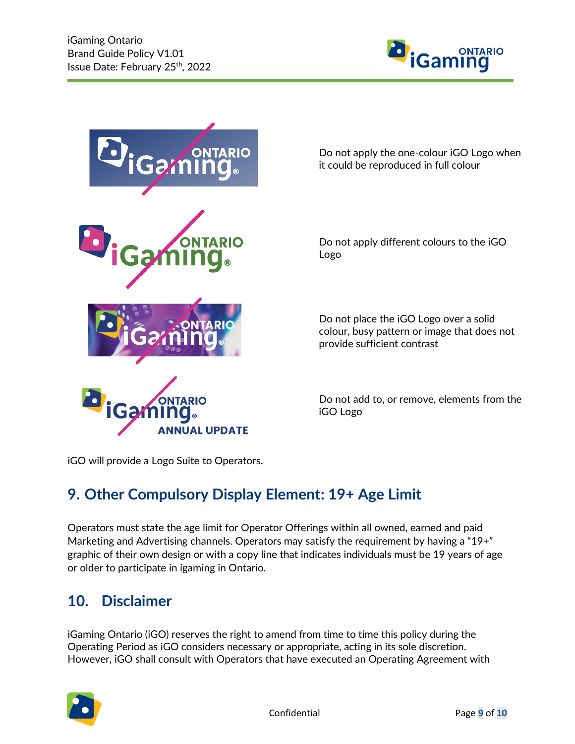Do not apply the one-colour iGO Logo when it could be reproduced in full colour

Do not apply different colours to the iGO Logo

Do not place the iGO Logo over a solid colour, busy pattern or image that does not provide sufficient contrast

Do not add to, or remove, elements from the iGO Logo

iGO will provide a Logo Suite to Operators.

## 9. Other Compulsory Display Element: 19+ Age Limit

Operators must state the age limit for Operator Offerings within all owned, earned and paid Marketing and Advertising channels. Operators may satisfy the requirement by having a "19+" graphic of their own design or with a copy line that indicates individuals must be 19 years of age or older to participate in igaming in Ontario.

## 10. Disclaimer

iGaming Ontario (iGO) reserves the right to amend from time to time this policy during the Operating Period as iGO considers necessary or appropriate, acting in its sole discretion. However, iGO shall consult with Operators that have executed an Operating Agreement with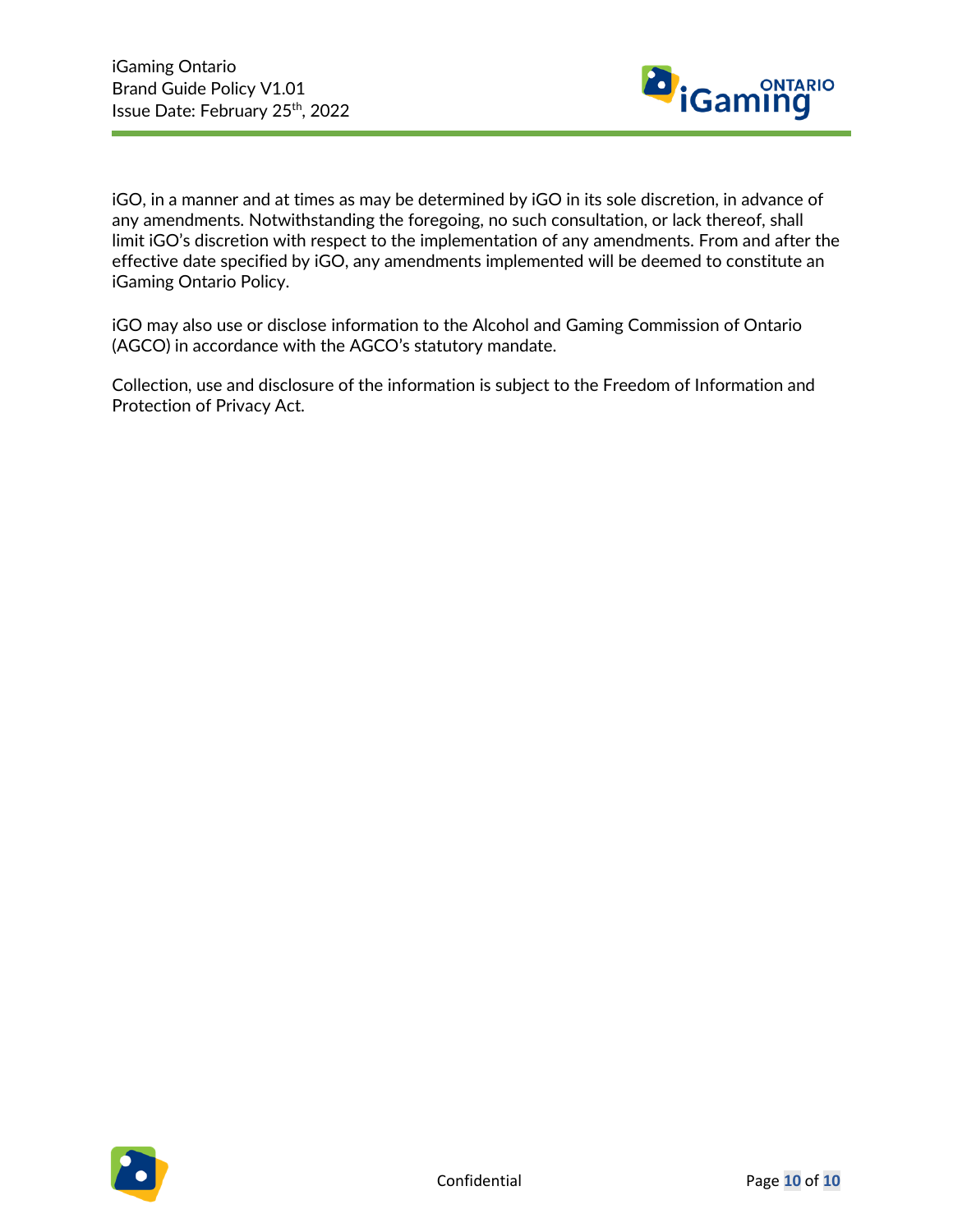iGO, in a manner and at times as may be determined by iGO in its sole discretion, in advance of any amendments. Notwithstanding the foregoing, no such consultation, or lack thereof, shall limit iGO's discretion with respect to the implementation of any amendments. From and after the effective date specified by iGO, any amendments implemented will be deemed to constitute an iGaming Ontario Policy.

iGO may also use or disclose information to the Alcohol and Gaming Commission of Ontario (AGCO) in accordance with the AGCO's statutory mandate.

Collection, use and disclosure of the information is subject to the Freedom of Information and Protection of Privacy Act.